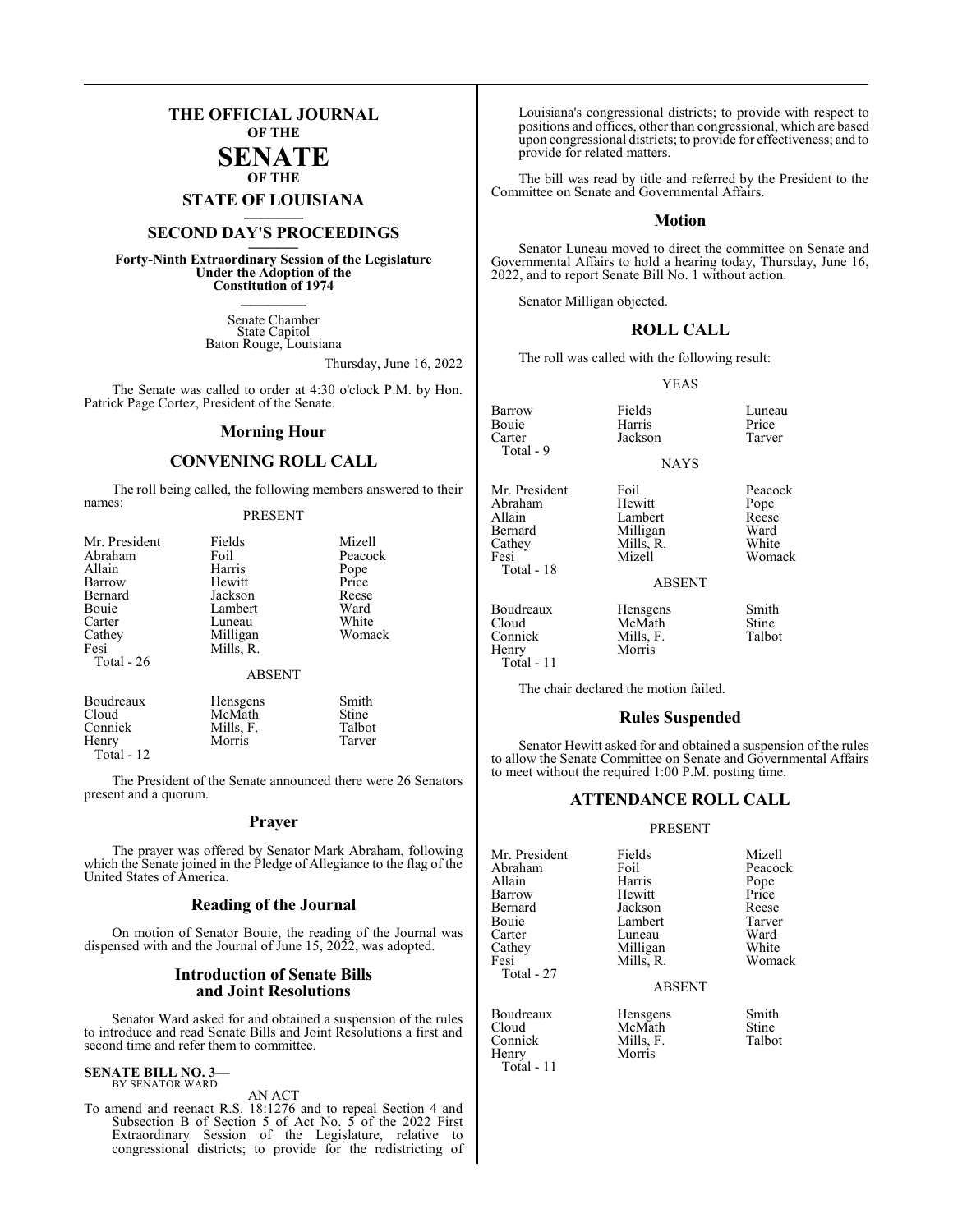# THE OFFICIAL JOURNAL OF THE SENATE OF THE STATE OF LOUISIANA

## SECOND DAY'S PROCEEDINGS

**Forty-Ninth Extraordinary Session of the Legislature Under the Adoption of the Constitution of 1974**

Senate Chamber
State Capitol
Baton Rouge, Louisiana

Thursday, June 16, 2022

The Senate was called to order at 4:30 o'clock P.M. by Hon. Patrick Page Cortez, President of the Senate.

## Morning Hour

## CONVENING ROLL CALL

The roll being called, the following members answered to their names:

PRESENT

| | | |
|---|---|---|
| Mr. President | Fields | Mizell |
| Abraham | Foil | Peacock |
| Allain | Harris | Pope |
| Barrow | Hewitt | Price |
| Bernard | Jackson | Reese |
| Bouie | Lambert | Ward |
| Carter | Luneau | White |
| Cathey | Milligan | Womack |
| Fesi | Mills, R. | |
| Total - 26 | | |

ABSENT

| | | |
|---|---|---|
| Boudreaux | Hensgens | Smith |
| Cloud | McMath | Stine |
| Connick | Mills, F. | Talbot |
| Henry | Morris | Tarver |
| Total - 12 | | |

The President of the Senate announced there were 26 Senators present and a quorum.

## Prayer

The prayer was offered by Senator Mark Abraham, following which the Senate joined in the Pledge of Allegiance to the flag of the United States of America.

## Reading of the Journal

On motion of Senator Bouie, the reading of the Journal was dispensed with and the Journal of June 15, 2022, was adopted.

## Introduction of Senate Bills and Joint Resolutions

Senator Ward asked for and obtained a suspension of the rules to introduce and read Senate Bills and Joint Resolutions a first and second time and refer them to committee.

**SENATE BILL NO. 3—**
BY SENATOR WARD

AN ACT

To amend and reenact R.S. 18:1276 and to repeal Section 4 and Subsection B of Section 5 of Act No. 5 of the 2022 First Extraordinary Session of the Legislature, relative to congressional districts; to provide for the redistricting of Louisiana's congressional districts; to provide with respect to positions and offices, other than congressional, which are based upon congressional districts; to provide for effectiveness; and to provide for related matters.

The bill was read by title and referred by the President to the Committee on Senate and Governmental Affairs.

## Motion

Senator Luneau moved to direct the committee on Senate and Governmental Affairs to hold a hearing today, Thursday, June 16, 2022, and to report Senate Bill No. 1 without action.

Senator Milligan objected.

## ROLL CALL

The roll was called with the following result:

YEAS

| | | |
|---|---|---|
| Barrow | Fields | Luneau |
| Bouie | Harris | Price |
| Carter | Jackson | Tarver |
| Total - 9 | | |

NAYS

| | | |
|---|---|---|
| Mr. President | Foil | Peacock |
| Abraham | Hewitt | Pope |
| Allain | Lambert | Reese |
| Bernard | Milligan | Ward |
| Cathey | Mills, R. | White |
| Fesi | Mizell | Womack |
| Total - 18 | | |

ABSENT

| | | |
|---|---|---|
| Boudreaux | Hensgens | Smith |
| Cloud | McMath | Stine |
| Connick | Mills, F. | Talbot |
| Henry | Morris | |
| Total - 11 | | |

The chair declared the motion failed.

## Rules Suspended

Senator Hewitt asked for and obtained a suspension of the rules to allow the Senate Committee on Senate and Governmental Affairs to meet without the required 1:00 P.M. posting time.

## ATTENDANCE ROLL CALL

PRESENT

| | | |
|---|---|---|
| Mr. President | Fields | Mizell |
| Abraham | Foil | Peacock |
| Allain | Harris | Pope |
| Barrow | Hewitt | Price |
| Bernard | Jackson | Reese |
| Bouie | Lambert | Tarver |
| Carter | Luneau | Ward |
| Cathey | Milligan | White |
| Fesi | Mills, R. | Womack |
| Total - 27 | | |

ABSENT

| | | |
|---|---|---|
| Boudreaux | Hensgens | Smith |
| Cloud | McMath | Stine |
| Connick | Mills, F. | Talbot |
| Henry | Morris | |
| Total - 11 | | |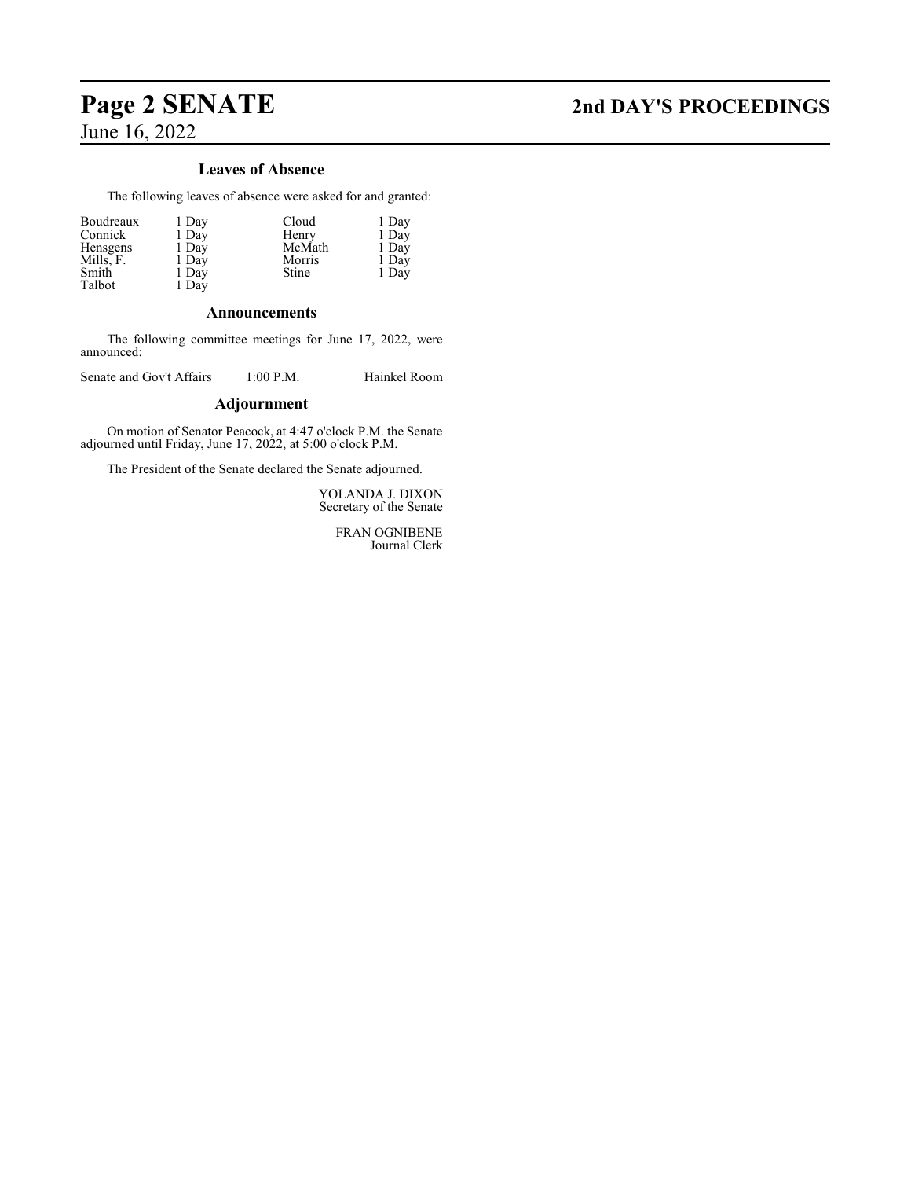### Leaves of Absence

The following leaves of absence were asked for and granted:

| | | | |
|---|---|---|---|
| Boudreaux | 1 Day | Cloud | 1 Day |
| Connick | 1 Day | Henry | 1 Day |
| Hensgens | 1 Day | McMath | 1 Day |
| Mills, F. | 1 Day | Morris | 1 Day |
| Smith | 1 Day | Stine | 1 Day |
| Talbot | 1 Day | | |

### Announcements

The following committee meetings for June 17, 2022, were announced:

| | | |
|---|---|---|
| Senate and Gov't Affairs | 1:00 P.M. | Hainkel Room |

### Adjournment

On motion of Senator Peacock, at 4:47 o'clock P.M. the Senate adjourned until Friday, June 17, 2022, at 5:00 o'clock P.M.

The President of the Senate declared the Senate adjourned.

YOLANDA J. DIXON
Secretary of the Senate

FRAN OGNIBENE
Journal Clerk